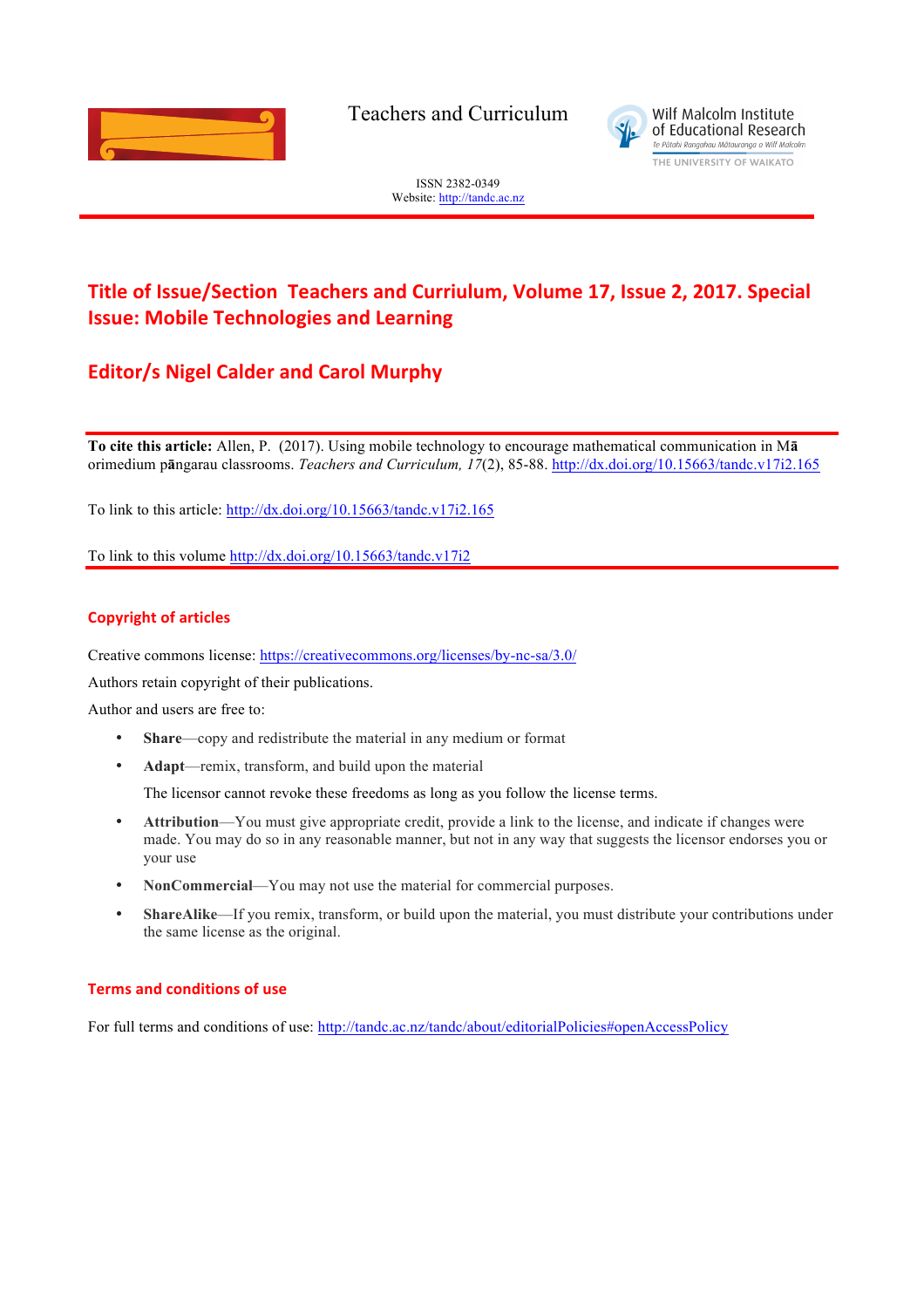Teachers and Curriculum

Wilf Malcolm Institute of Educational Research
Te Pūtahi Rangahau Mātauranga o Wilf Malcolm
THE UNIVERSITY OF WAIKATO

ISSN 2382-0349
Website: http://tandc.ac.nz

## Title of Issue/Section Teachers and Curriulum, Volume 17, Issue 2, 2017. Special Issue: Mobile Technologies and Learning

## Editor/s Nigel Calder and Carol Murphy

**To cite this article:** Allen, P. (2017). Using mobile technology to encourage mathematical communication in Mā orimedium pāngarau classrooms. *Teachers and Curriculum, 17*(2), 85-88. http://dx.doi.org/10.15663/tandc.v17i2.165

To link to this article: http://dx.doi.org/10.15663/tandc.v17i2.165

To link to this volume http://dx.doi.org/10.15663/tandc.v17i2

### Copyright of articles

Creative commons license: https://creativecommons.org/licenses/by-nc-sa/3.0/

Authors retain copyright of their publications.

Author and users are free to:

- **Share**—copy and redistribute the material in any medium or format
- **Adapt**—remix, transform, and build upon the material

  The licensor cannot revoke these freedoms as long as you follow the license terms.

- **Attribution**—You must give appropriate credit, provide a link to the license, and indicate if changes were made. You may do so in any reasonable manner, but not in any way that suggests the licensor endorses you or your use
- **NonCommercial**—You may not use the material for commercial purposes.
- **ShareAlike**—If you remix, transform, or build upon the material, you must distribute your contributions under the same license as the original.

### Terms and conditions of use

For full terms and conditions of use: http://tandc.ac.nz/tandc/about/editorialPolicies#openAccessPolicy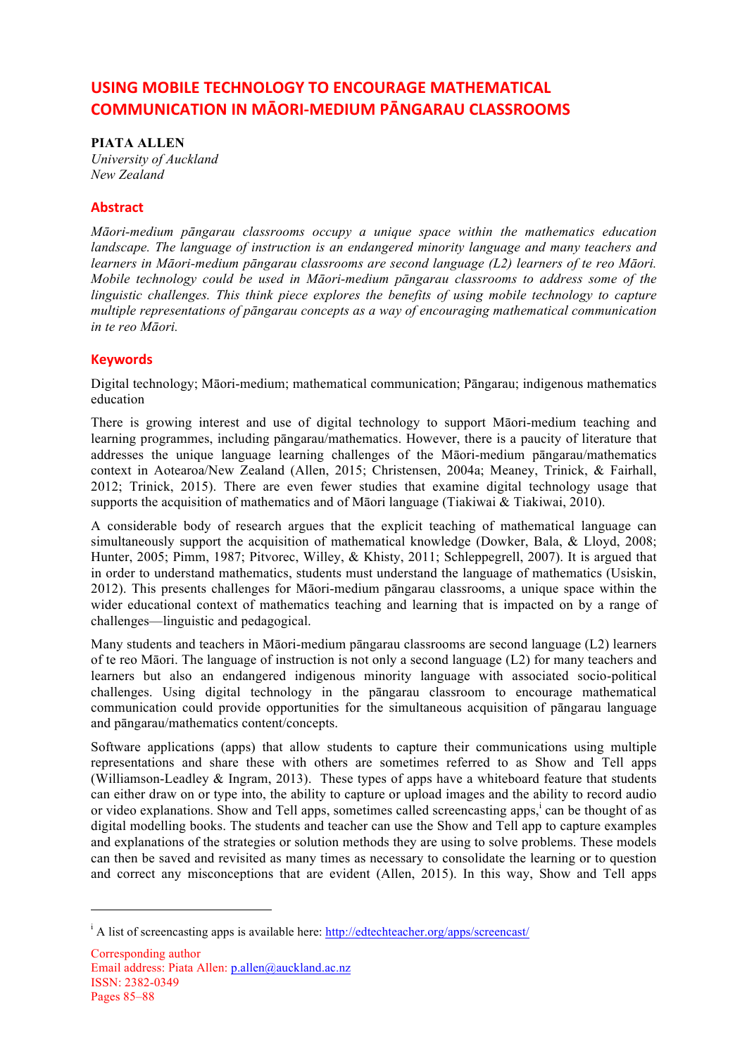# USING MOBILE TECHNOLOGY TO ENCOURAGE MATHEMATICAL COMMUNICATION IN MĀORI-MEDIUM PĀNGARAU CLASSROOMS

**PIATA ALLEN**
*University of Auckland*
*New Zealand*

## Abstract

*Māori-medium pāngarau classrooms occupy a unique space within the mathematics education landscape. The language of instruction is an endangered minority language and many teachers and learners in Māori-medium pāngarau classrooms are second language (L2) learners of te reo Māori. Mobile technology could be used in Māori-medium pāngarau classrooms to address some of the linguistic challenges. This think piece explores the benefits of using mobile technology to capture multiple representations of pāngarau concepts as a way of encouraging mathematical communication in te reo Māori.*

## Keywords

Digital technology; Māori-medium; mathematical communication; Pāngarau; indigenous mathematics education

There is growing interest and use of digital technology to support Māori-medium teaching and learning programmes, including pāngarau/mathematics. However, there is a paucity of literature that addresses the unique language learning challenges of the Māori-medium pāngarau/mathematics context in Aotearoa/New Zealand (Allen, 2015; Christensen, 2004a; Meaney, Trinick, & Fairhall, 2012; Trinick, 2015). There are even fewer studies that examine digital technology usage that supports the acquisition of mathematics and of Māori language (Tiakiwai & Tiakiwai, 2010).

A considerable body of research argues that the explicit teaching of mathematical language can simultaneously support the acquisition of mathematical knowledge (Dowker, Bala, & Lloyd, 2008; Hunter, 2005; Pimm, 1987; Pitvorec, Willey, & Khisty, 2011; Schleppegrell, 2007). It is argued that in order to understand mathematics, students must understand the language of mathematics (Usiskin, 2012). This presents challenges for Māori-medium pāngarau classrooms, a unique space within the wider educational context of mathematics teaching and learning that is impacted on by a range of challenges—linguistic and pedagogical.

Many students and teachers in Māori-medium pāngarau classrooms are second language (L2) learners of te reo Māori. The language of instruction is not only a second language (L2) for many teachers and learners but also an endangered indigenous minority language with associated socio-political challenges. Using digital technology in the pāngarau classroom to encourage mathematical communication could provide opportunities for the simultaneous acquisition of pāngarau language and pāngarau/mathematics content/concepts.

Software applications (apps) that allow students to capture their communications using multiple representations and share these with others are sometimes referred to as Show and Tell apps (Williamson-Leadley & Ingram, 2013). These types of apps have a whiteboard feature that students can either draw on or type into, the ability to capture or upload images and the ability to record audio or video explanations. Show and Tell apps, sometimes called screencasting apps,[i] can be thought of as digital modelling books. The students and teacher can use the Show and Tell app to capture examples and explanations of the strategies or solution methods they are using to solve problems. These models can then be saved and revisited as many times as necessary to consolidate the learning or to question and correct any misconceptions that are evident (Allen, 2015). In this way, Show and Tell apps

---

[i] A list of screencasting apps is available here: http://edtechteacher.org/apps/screencast/

Corresponding author
Email address: Piata Allen: p.allen@auckland.ac.nz
ISSN: 2382-0349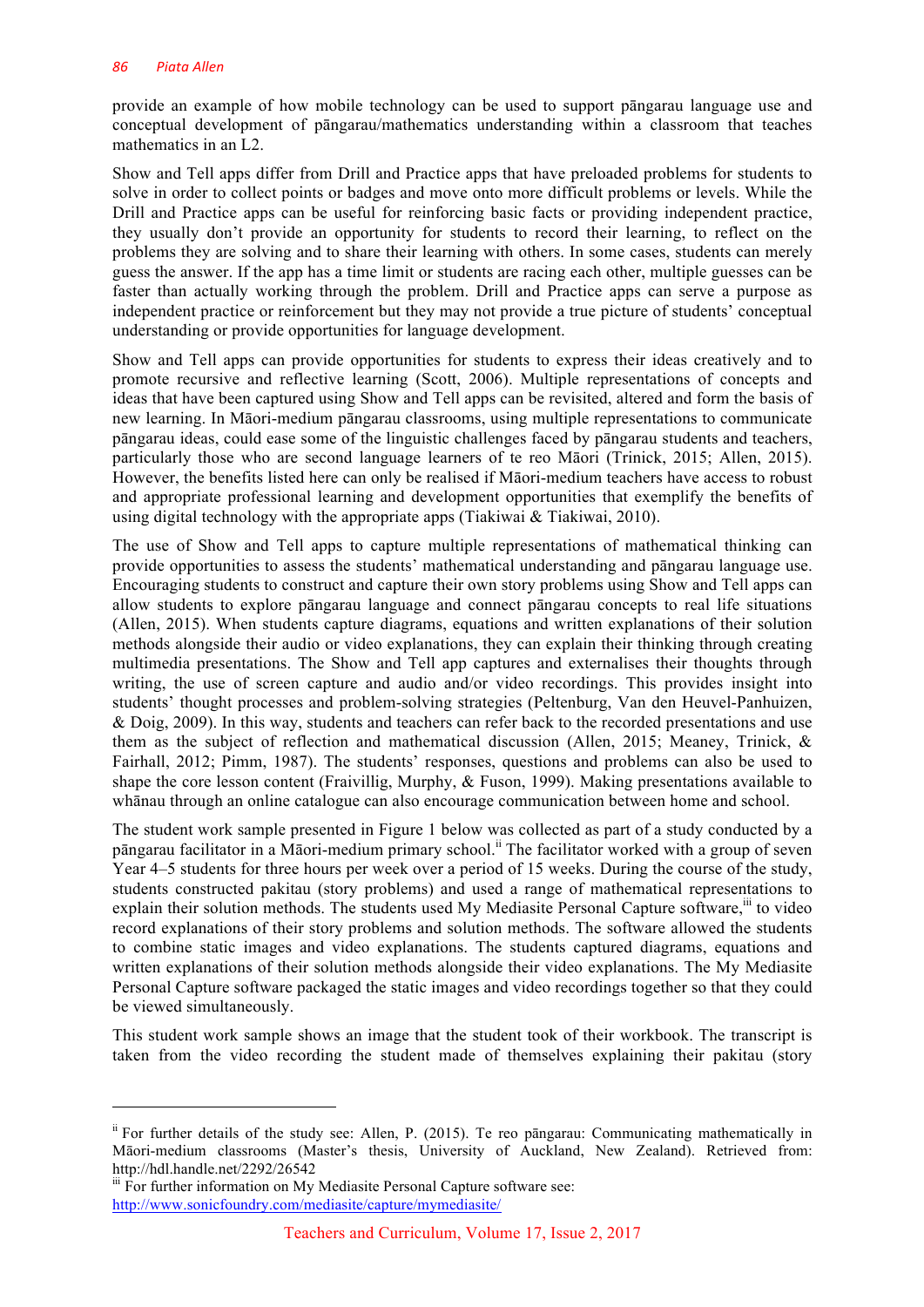provide an example of how mobile technology can be used to support pāngarau language use and conceptual development of pāngarau/mathematics understanding within a classroom that teaches mathematics in an L2.

Show and Tell apps differ from Drill and Practice apps that have preloaded problems for students to solve in order to collect points or badges and move onto more difficult problems or levels. While the Drill and Practice apps can be useful for reinforcing basic facts or providing independent practice, they usually don't provide an opportunity for students to record their learning, to reflect on the problems they are solving and to share their learning with others. In some cases, students can merely guess the answer. If the app has a time limit or students are racing each other, multiple guesses can be faster than actually working through the problem. Drill and Practice apps can serve a purpose as independent practice or reinforcement but they may not provide a true picture of students' conceptual understanding or provide opportunities for language development.

Show and Tell apps can provide opportunities for students to express their ideas creatively and to promote recursive and reflective learning (Scott, 2006). Multiple representations of concepts and ideas that have been captured using Show and Tell apps can be revisited, altered and form the basis of new learning. In Māori-medium pāngarau classrooms, using multiple representations to communicate pāngarau ideas, could ease some of the linguistic challenges faced by pāngarau students and teachers, particularly those who are second language learners of te reo Māori (Trinick, 2015; Allen, 2015). However, the benefits listed here can only be realised if Māori-medium teachers have access to robust and appropriate professional learning and development opportunities that exemplify the benefits of using digital technology with the appropriate apps (Tiakiwai & Tiakiwai, 2010).

The use of Show and Tell apps to capture multiple representations of mathematical thinking can provide opportunities to assess the students' mathematical understanding and pāngarau language use. Encouraging students to construct and capture their own story problems using Show and Tell apps can allow students to explore pāngarau language and connect pāngarau concepts to real life situations (Allen, 2015). When students capture diagrams, equations and written explanations of their solution methods alongside their audio or video explanations, they can explain their thinking through creating multimedia presentations. The Show and Tell app captures and externalises their thoughts through writing, the use of screen capture and audio and/or video recordings. This provides insight into students' thought processes and problem-solving strategies (Peltenburg, Van den Heuvel-Panhuizen, & Doig, 2009). In this way, students and teachers can refer back to the recorded presentations and use them as the subject of reflection and mathematical discussion (Allen, 2015; Meaney, Trinick, & Fairhall, 2012; Pimm, 1987). The students' responses, questions and problems can also be used to shape the core lesson content (Fraivillig, Murphy, & Fuson, 1999). Making presentations available to whānau through an online catalogue can also encourage communication between home and school.

The student work sample presented in Figure 1 below was collected as part of a study conducted by a pāngarau facilitator in a Māori-medium primary school.[ii] The facilitator worked with a group of seven Year 4–5 students for three hours per week over a period of 15 weeks. During the course of the study, students constructed pakitau (story problems) and used a range of mathematical representations to explain their solution methods. The students used My Mediasite Personal Capture software,[iii] to video record explanations of their story problems and solution methods. The software allowed the students to combine static images and video explanations. The students captured diagrams, equations and written explanations of their solution methods alongside their video explanations. The My Mediasite Personal Capture software packaged the static images and video recordings together so that they could be viewed simultaneously.

This student work sample shows an image that the student took of their workbook. The transcript is taken from the video recording the student made of themselves explaining their pakitau (story

---

[ii] For further details of the study see: Allen, P. (2015). Te reo pāngarau: Communicating mathematically in Māori-medium classrooms (Master's thesis, University of Auckland, New Zealand). Retrieved from: http://hdl.handle.net/2292/26542

[iii] For further information on My Mediasite Personal Capture software see: http://www.sonicfoundry.com/mediasite/capture/mymediasite/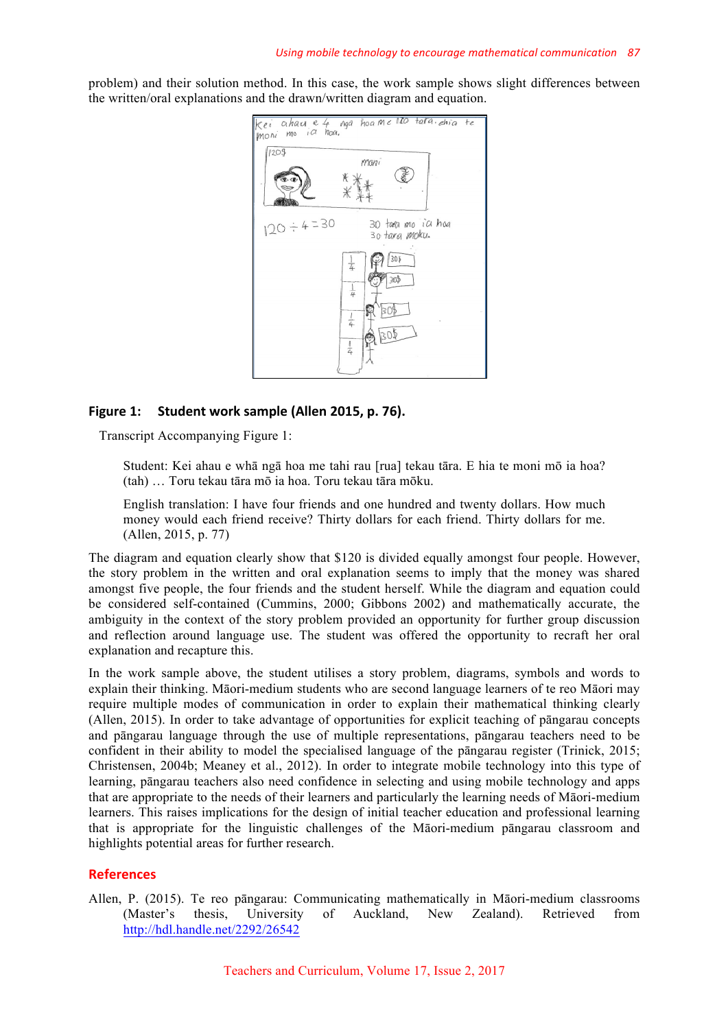problem) and their solution method. In this case, the work sample shows slight differences between the written/oral explanations and the drawn/written diagram and equation.

**Figure 1: Student work sample (Allen 2015, p. 76).**

Transcript Accompanying Figure 1:

> Student: Kei ahau e whā ngā hoa me tahi rau [rua] tekau tāra. E hia te moni mō ia hoa? (tah) … Toru tekau tāra mō ia hoa. Toru tekau tāra mōku.
>
> English translation: I have four friends and one hundred and twenty dollars. How much money would each friend receive? Thirty dollars for each friend. Thirty dollars for me. (Allen, 2015, p. 77)

The diagram and equation clearly show that $120 is divided equally amongst four people. However, the story problem in the written and oral explanation seems to imply that the money was shared amongst five people, the four friends and the student herself. While the diagram and equation could be considered self-contained (Cummins, 2000; Gibbons 2002) and mathematically accurate, the ambiguity in the context of the story problem provided an opportunity for further group discussion and reflection around language use. The student was offered the opportunity to recraft her oral explanation and recapture this.

In the work sample above, the student utilises a story problem, diagrams, symbols and words to explain their thinking. Māori-medium students who are second language learners of te reo Māori may require multiple modes of communication in order to explain their mathematical thinking clearly (Allen, 2015). In order to take advantage of opportunities for explicit teaching of pāngarau concepts and pāngarau language through the use of multiple representations, pāngarau teachers need to be confident in their ability to model the specialised language of the pāngarau register (Trinick, 2015; Christensen, 2004b; Meaney et al., 2012). In order to integrate mobile technology into this type of learning, pāngarau teachers also need confidence in selecting and using mobile technology and apps that are appropriate to the needs of their learners and particularly the learning needs of Māori-medium learners. This raises implications for the design of initial teacher education and professional learning that is appropriate for the linguistic challenges of the Māori-medium pāngarau classroom and highlights potential areas for further research.

## References

Allen, P. (2015). Te reo pāngarau: Communicating mathematically in Māori-medium classrooms (Master's thesis, University of Auckland, New Zealand). Retrieved from http://hdl.handle.net/2292/26542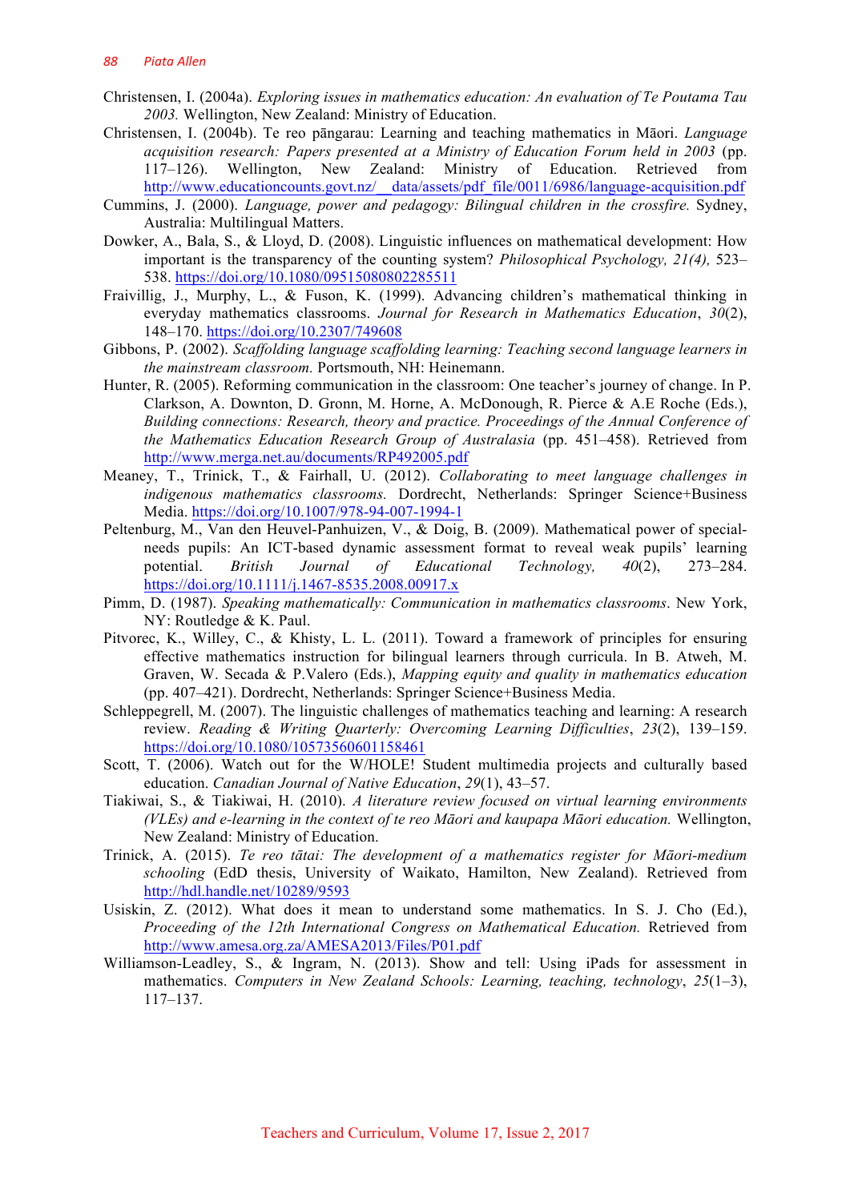Christensen, I. (2004a). *Exploring issues in mathematics education: An evaluation of Te Poutama Tau 2003.* Wellington, New Zealand: Ministry of Education.

Christensen, I. (2004b). Te reo pāngarau: Learning and teaching mathematics in Māori. *Language acquisition research: Papers presented at a Ministry of Education Forum held in 2003* (pp. 117–126). Wellington, New Zealand: Ministry of Education. Retrieved from http://www.educationcounts.govt.nz/__data/assets/pdf_file/0011/6986/language-acquisition.pdf

Cummins, J. (2000). *Language, power and pedagogy: Bilingual children in the crossfire.* Sydney, Australia: Multilingual Matters.

Dowker, A., Bala, S., & Lloyd, D. (2008). Linguistic influences on mathematical development: How important is the transparency of the counting system? *Philosophical Psychology, 21(4),* 523–538. https://doi.org/10.1080/09515080802285511

Fraivillig, J., Murphy, L., & Fuson, K. (1999). Advancing children's mathematical thinking in everyday mathematics classrooms. *Journal for Research in Mathematics Education*, *30*(2), 148–170. https://doi.org/10.2307/749608

Gibbons, P. (2002). *Scaffolding language scaffolding learning: Teaching second language learners in the mainstream classroom.* Portsmouth, NH: Heinemann.

Hunter, R. (2005). Reforming communication in the classroom: One teacher's journey of change. In P. Clarkson, A. Downton, D. Gronn, M. Horne, A. McDonough, R. Pierce & A.E Roche (Eds.), *Building connections: Research, theory and practice. Proceedings of the Annual Conference of the Mathematics Education Research Group of Australasia* (pp. 451–458). Retrieved from http://www.merga.net.au/documents/RP492005.pdf

Meaney, T., Trinick, T., & Fairhall, U. (2012). *Collaborating to meet language challenges in indigenous mathematics classrooms.* Dordrecht, Netherlands: Springer Science+Business Media. https://doi.org/10.1007/978-94-007-1994-1

Peltenburg, M., Van den Heuvel-Panhuizen, V., & Doig, B. (2009). Mathematical power of special-needs pupils: An ICT-based dynamic assessment format to reveal weak pupils' learning potential. *British Journal of Educational Technology, 40*(2), 273–284. https://doi.org/10.1111/j.1467-8535.2008.00917.x

Pimm, D. (1987). *Speaking mathematically: Communication in mathematics classrooms*. New York, NY: Routledge & K. Paul.

Pitvorec, K., Willey, C., & Khisty, L. L. (2011). Toward a framework of principles for ensuring effective mathematics instruction for bilingual learners through curricula. In B. Atweh, M. Graven, W. Secada & P.Valero (Eds.), *Mapping equity and quality in mathematics education* (pp. 407–421). Dordrecht, Netherlands: Springer Science+Business Media.

Schleppegrell, M. (2007). The linguistic challenges of mathematics teaching and learning: A research review. *Reading & Writing Quarterly: Overcoming Learning Difficulties*, *23*(2), 139–159. https://doi.org/10.1080/10573560601158461

Scott, T. (2006). Watch out for the W/HOLE! Student multimedia projects and culturally based education. *Canadian Journal of Native Education*, *29*(1), 43–57.

Tiakiwai, S., & Tiakiwai, H. (2010). *A literature review focused on virtual learning environments (VLEs) and e-learning in the context of te reo Māori and kaupapa Māori education.* Wellington, New Zealand: Ministry of Education.

Trinick, A. (2015). *Te reo tātai: The development of a mathematics register for Māori-medium schooling* (EdD thesis, University of Waikato, Hamilton, New Zealand). Retrieved from http://hdl.handle.net/10289/9593

Usiskin, Z. (2012). What does it mean to understand some mathematics. In S. J. Cho (Ed.), *Proceeding of the 12th International Congress on Mathematical Education.* Retrieved from http://www.amesa.org.za/AMESA2013/Files/P01.pdf

Williamson-Leadley, S., & Ingram, N. (2013). Show and tell: Using iPads for assessment in mathematics. *Computers in New Zealand Schools: Learning, teaching, technology*, *25*(1–3), 117–137.